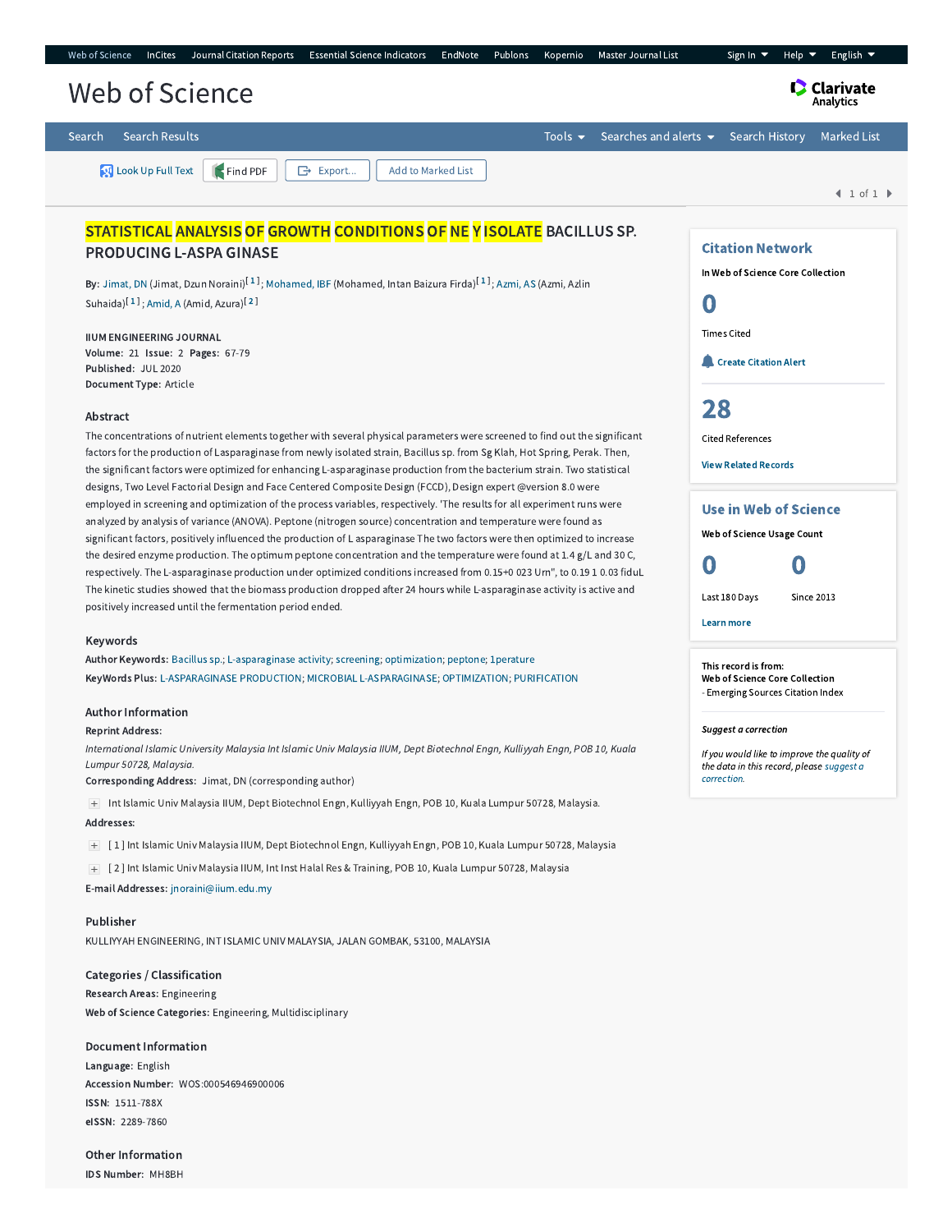# STATISTICAL ANALYSIS OF GROWTH CONDITIONS OF NE Y ISOLATE BACILLUS SP. PRODUCING L-ASPA GINASE

**By:** Jimat, DN (Jimat, Dzun Noraini)[1]; Mohamed, IBF (Mohamed, Intan Baizura Firda)[1]; Azmi, AS (Azmi, Azlin Suhaida)[1]; Amid, A (Amid, Azura)[2]

**IIUM ENGINEERING JOURNAL**
**Volume:** 21 **Issue:** 2 **Pages:** 67-79
**Published:** JUL 2020
**Document Type:** Article

## Abstract

The concentrations of nutrient elements together with several physical parameters were screened to find out the significant factors for the production of Lasparaginase from newly isolated strain, Bacillus sp. from Sg Klah, Hot Spring, Perak. Then, the significant factors were optimized for enhancing L-asparaginase production from the bacterium strain. Two statistical designs, Two Level Factorial Design and Face Centered Composite Design (FCCD), Design expert @version 8.0 were employed in screening and optimization of the process variables, respectively. 'The results for all experiment runs were analyzed by analysis of variance (ANOVA). Peptone (nitrogen source) concentration and temperature were found as significant factors, positively influenced the production of L asparaginase The two factors were then optimized to increase the desired enzyme production. The optimum peptone concentration and the temperature were found at 1.4 g/L and 30 C, respectively. The L-asparaginase production under optimized conditions increased from 0.15+0 023 Urn", to 0.19 1 0.03 fiduL The kinetic studies showed that the biomass production dropped after 24 hours while L-asparaginase activity is active and positively increased until the fermentation period ended.

## Keywords

**Author Keywords:** Bacillus sp.; L-asparaginase activity; screening; optimization; peptone; 1perature
**KeyWords Plus:** L-ASPARAGINASE PRODUCTION; MICROBIAL L-ASPARAGINASE; OPTIMIZATION; PURIFICATION

## Author Information

**Reprint Address:**
*International Islamic University Malaysia Int Islamic Univ Malaysia IIUM, Dept Biotechnol Engn, Kulliyyah Engn, POB 10, Kuala Lumpur 50728, Malaysia.*
**Corresponding Address:** Jimat, DN (corresponding author)

Int Islamic Univ Malaysia IIUM, Dept Biotechnol Engn, Kulliyyah Engn, POB 10, Kuala Lumpur 50728, Malaysia.

**Addresses:**

[ 1 ] Int Islamic Univ Malaysia IIUM, Dept Biotechnol Engn, Kulliyyah Engn, POB 10, Kuala Lumpur 50728, Malaysia

[ 2 ] Int Islamic Univ Malaysia IIUM, Int Inst Halal Res & Training, POB 10, Kuala Lumpur 50728, Malaysia

**E-mail Addresses:** jnoraini@iium.edu.my

## Publisher

KULLIYYAH ENGINEERING, INT ISLAMIC UNIV MALAYSIA, JALAN GOMBAK, 53100, MALAYSIA

## Categories / Classification

**Research Areas:** Engineering
**Web of Science Categories:** Engineering, Multidisciplinary

## Document Information

**Language:** English
**Accession Number:** WOS:000546946900006
**ISSN:** 1511-788X
**eISSN:** 2289-7860

## Other Information

**IDS Number:** MH8BH

## Citation Network

In Web of Science Core Collection

**0** Times Cited

**28** Cited References

## Use in Web of Science

Web of Science Usage Count

**0** Last 180 Days

**0** Since 2013

This record is from:
**Web of Science Core Collection**
- Emerging Sources Citation Index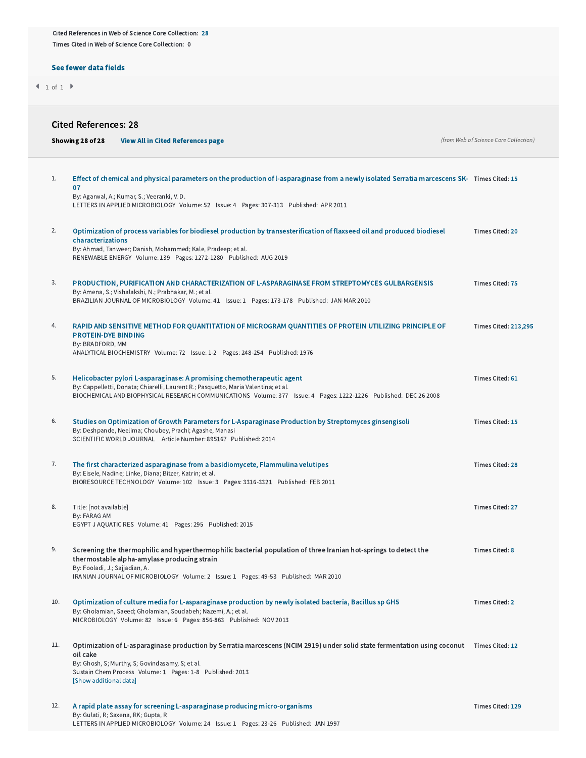Cited References in Web of Science Core Collection: 28

Times Cited in Web of Science Core Collection: 0

See fewer data fields

## Cited References: 28

**Showing 28 of 28** View All in Cited References page

*(from Web of Science Core Collection)*

1. **Effect of chemical and physical parameters on the production of l-asparaginase from a newly isolated Serratia marcescens SK-07**
   By: Agarwal, A.; Kumar, S.; Veeranki, V. D.
   LETTERS IN APPLIED MICROBIOLOGY Volume: 52 Issue: 4 Pages: 307-313 Published: APR 2011
   Times Cited: 15

2. **Optimization of process variables for biodiesel production by transesterification of flaxseed oil and produced biodiesel characterizations**
   By: Ahmad, Tanweer; Danish, Mohammed; Kale, Pradeep; et al.
   RENEWABLE ENERGY Volume: 139 Pages: 1272-1280 Published: AUG 2019
   Times Cited: 20

3. **PRODUCTION, PURIFICATION AND CHARACTERIZATION OF L-ASPARAGINASE FROM STREPTOMYCES GULBARGENSIS**
   By: Amena, S.; Vishalakshi, N.; Prabhakar, M.; et al.
   BRAZILIAN JOURNAL OF MICROBIOLOGY Volume: 41 Issue: 1 Pages: 173-178 Published: JAN-MAR 2010
   Times Cited: 75

4. **RAPID AND SENSITIVE METHOD FOR QUANTITATION OF MICROGRAM QUANTITIES OF PROTEIN UTILIZING PRINCIPLE OF PROTEIN-DYE BINDING**
   By: BRADFORD, MM
   ANALYTICAL BIOCHEMISTRY Volume: 72 Issue: 1-2 Pages: 248-254 Published: 1976
   Times Cited: 213,295

5. **Helicobacter pylori L-asparaginase: A promising chemotherapeutic agent**
   By: Cappelletti, Donata; Chiarelli, Laurent R.; Pasquetto, Maria Valentina; et al.
   BIOCHEMICAL AND BIOPHYSICAL RESEARCH COMMUNICATIONS Volume: 377 Issue: 4 Pages: 1222-1226 Published: DEC 26 2008
   Times Cited: 61

6. **Studies on Optimization of Growth Parameters for L-Asparaginase Production by Streptomyces ginsengisoli**
   By: Deshpande, Neelima; Choubey, Prachi; Agashe, Manasi
   SCIENTIFIC WORLD JOURNAL Article Number: 895167 Published: 2014
   Times Cited: 15

7. **The first characterized asparaginase from a basidiomycete, Flammulina velutipes**
   By: Eisele, Nadine; Linke, Diana; Bitzer, Katrin; et al.
   BIORESOURCE TECHNOLOGY Volume: 102 Issue: 3 Pages: 3316-3321 Published: FEB 2011
   Times Cited: 28

8. Title: [not available]
   By: FARAG AM
   EGYPT J AQUATIC RES Volume: 41 Pages: 295 Published: 2015
   Times Cited: 27

9. **Screening the thermophilic and hyperthermophilic bacterial population of three Iranian hot-springs to detect the thermostable alpha-amylase producing strain**
   By: Fooladi, J.; Sajjadian, A.
   IRANIAN JOURNAL OF MICROBIOLOGY Volume: 2 Issue: 1 Pages: 49-53 Published: MAR 2010
   Times Cited: 8

10. **Optimization of culture media for L-asparaginase production by newly isolated bacteria, Bacillus sp GH5**
    By: Gholamian, Saeed; Gholamian, Soudabeh; Nazemi, A.; et al.
    MICROBIOLOGY Volume: 82 Issue: 6 Pages: 856-863 Published: NOV 2013
    Times Cited: 2

11. **Optimization of L-asparaginase production by Serratia marcescens (NCIM 2919) under solid state fermentation using coconut oil cake**
    By: Ghosh, S; Murthy, S; Govindasamy, S; et al.
    Sustain Chem Process Volume: 1 Pages: 1-8 Published: 2013
    [Show additional data]
    Times Cited: 12

12. **A rapid plate assay for screening L-asparaginase producing micro-organisms**
    By: Gulati, R; Saxena, RK; Gupta, R
    LETTERS IN APPLIED MICROBIOLOGY Volume: 24 Issue: 1 Pages: 23-26 Published: JAN 1997
    Times Cited: 129